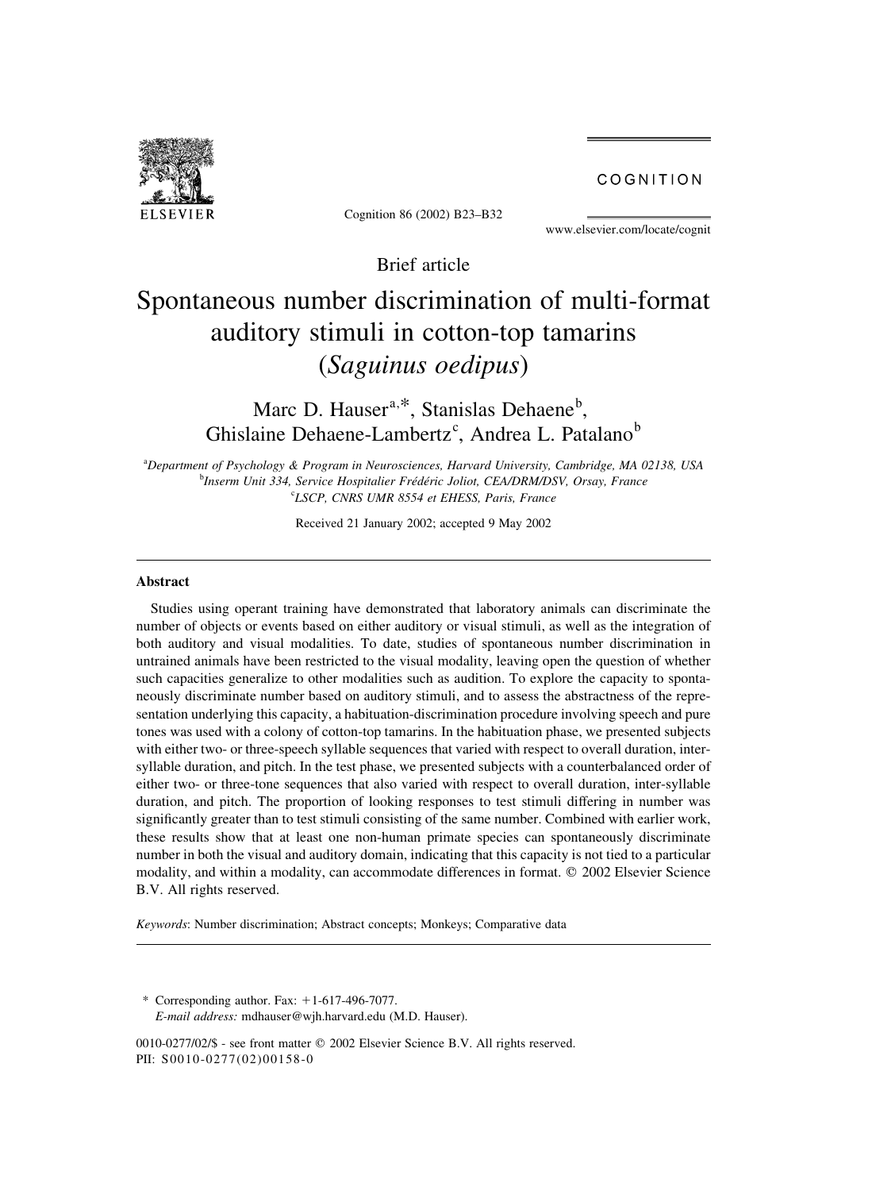Brief article

# Spontaneous number discrimination of multi-format auditory stimuli in cotton-top tamarins (*Saguinus oedipus*)

Marc D. Hauser[a,*], Stanislas Dehaene[b], Ghislaine Dehaene-Lambertz[c], Andrea L. Patalano[b]

[a]*Department of Psychology & Program in Neurosciences, Harvard University, Cambridge, MA 02138, USA*
[b]*Inserm Unit 334, Service Hospitalier Frédéric Joliot, CEA/DRM/DSV, Orsay, France*
[c]*LSCP, CNRS UMR 8554 et EHESS, Paris, France*

Received 21 January 2002; accepted 9 May 2002

## Abstract

Studies using operant training have demonstrated that laboratory animals can discriminate the number of objects or events based on either auditory or visual stimuli, as well as the integration of both auditory and visual modalities. To date, studies of spontaneous number discrimination in untrained animals have been restricted to the visual modality, leaving open the question of whether such capacities generalize to other modalities such as audition. To explore the capacity to spontaneously discriminate number based on auditory stimuli, and to assess the abstractness of the representation underlying this capacity, a habituation-discrimination procedure involving speech and pure tones was used with a colony of cotton-top tamarins. In the habituation phase, we presented subjects with either two- or three-speech syllable sequences that varied with respect to overall duration, inter-syllable duration, and pitch. In the test phase, we presented subjects with a counterbalanced order of either two- or three-tone sequences that also varied with respect to overall duration, inter-syllable duration, and pitch. The proportion of looking responses to test stimuli differing in number was significantly greater than to test stimuli consisting of the same number. Combined with earlier work, these results show that at least one non-human primate species can spontaneously discriminate number in both the visual and auditory domain, indicating that this capacity is not tied to a particular modality, and within a modality, can accommodate differences in format. © 2002 Elsevier Science B.V. All rights reserved.

*Keywords*: Number discrimination; Abstract concepts; Monkeys; Comparative data

---

\* Corresponding author. Fax: +1-617-496-7077.
*E-mail address:* mdhauser@wjh.harvard.edu (M.D. Hauser).

0010-0277/02/$ - see front matter © 2002 Elsevier Science B.V. All rights reserved.
PII: S0010-0277(02)00158-0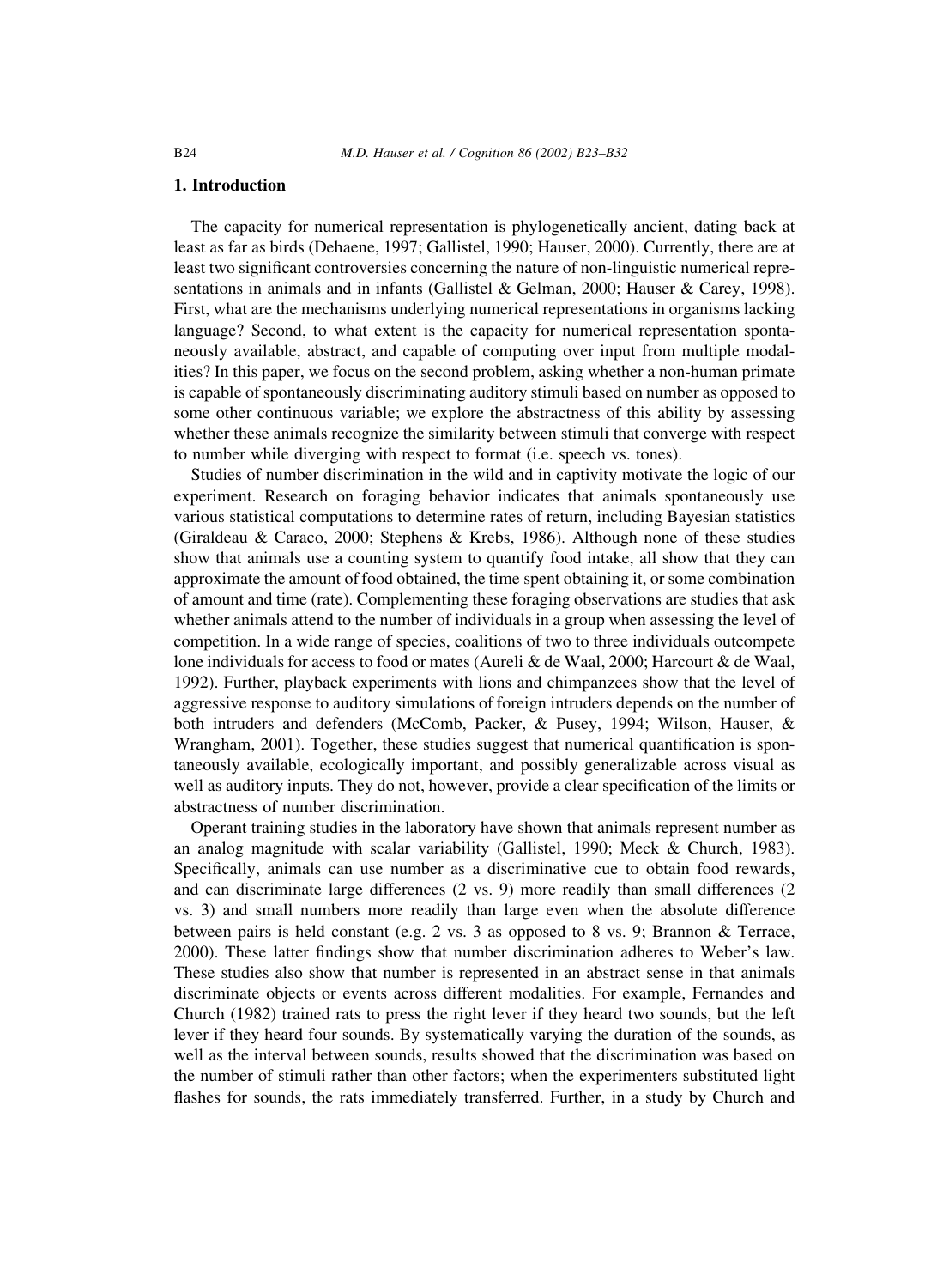## 1. Introduction

The capacity for numerical representation is phylogenetically ancient, dating back at least as far as birds (Dehaene, 1997; Gallistel, 1990; Hauser, 2000). Currently, there are at least two significant controversies concerning the nature of non-linguistic numerical representations in animals and in infants (Gallistel & Gelman, 2000; Hauser & Carey, 1998). First, what are the mechanisms underlying numerical representations in organisms lacking language? Second, to what extent is the capacity for numerical representation spontaneously available, abstract, and capable of computing over input from multiple modalities? In this paper, we focus on the second problem, asking whether a non-human primate is capable of spontaneously discriminating auditory stimuli based on number as opposed to some other continuous variable; we explore the abstractness of this ability by assessing whether these animals recognize the similarity between stimuli that converge with respect to number while diverging with respect to format (i.e. speech vs. tones).

Studies of number discrimination in the wild and in captivity motivate the logic of our experiment. Research on foraging behavior indicates that animals spontaneously use various statistical computations to determine rates of return, including Bayesian statistics (Giraldeau & Caraco, 2000; Stephens & Krebs, 1986). Although none of these studies show that animals use a counting system to quantify food intake, all show that they can approximate the amount of food obtained, the time spent obtaining it, or some combination of amount and time (rate). Complementing these foraging observations are studies that ask whether animals attend to the number of individuals in a group when assessing the level of competition. In a wide range of species, coalitions of two to three individuals outcompete lone individuals for access to food or mates (Aureli & de Waal, 2000; Harcourt & de Waal, 1992). Further, playback experiments with lions and chimpanzees show that the level of aggressive response to auditory simulations of foreign intruders depends on the number of both intruders and defenders (McComb, Packer, & Pusey, 1994; Wilson, Hauser, & Wrangham, 2001). Together, these studies suggest that numerical quantification is spontaneously available, ecologically important, and possibly generalizable across visual as well as auditory inputs. They do not, however, provide a clear specification of the limits or abstractness of number discrimination.

Operant training studies in the laboratory have shown that animals represent number as an analog magnitude with scalar variability (Gallistel, 1990; Meck & Church, 1983). Specifically, animals can use number as a discriminative cue to obtain food rewards, and can discriminate large differences (2 vs. 9) more readily than small differences (2 vs. 3) and small numbers more readily than large even when the absolute difference between pairs is held constant (e.g. 2 vs. 3 as opposed to 8 vs. 9; Brannon & Terrace, 2000). These latter findings show that number discrimination adheres to Weber's law. These studies also show that number is represented in an abstract sense in that animals discriminate objects or events across different modalities. For example, Fernandes and Church (1982) trained rats to press the right lever if they heard two sounds, but the left lever if they heard four sounds. By systematically varying the duration of the sounds, as well as the interval between sounds, results showed that the discrimination was based on the number of stimuli rather than other factors; when the experimenters substituted light flashes for sounds, the rats immediately transferred. Further, in a study by Church and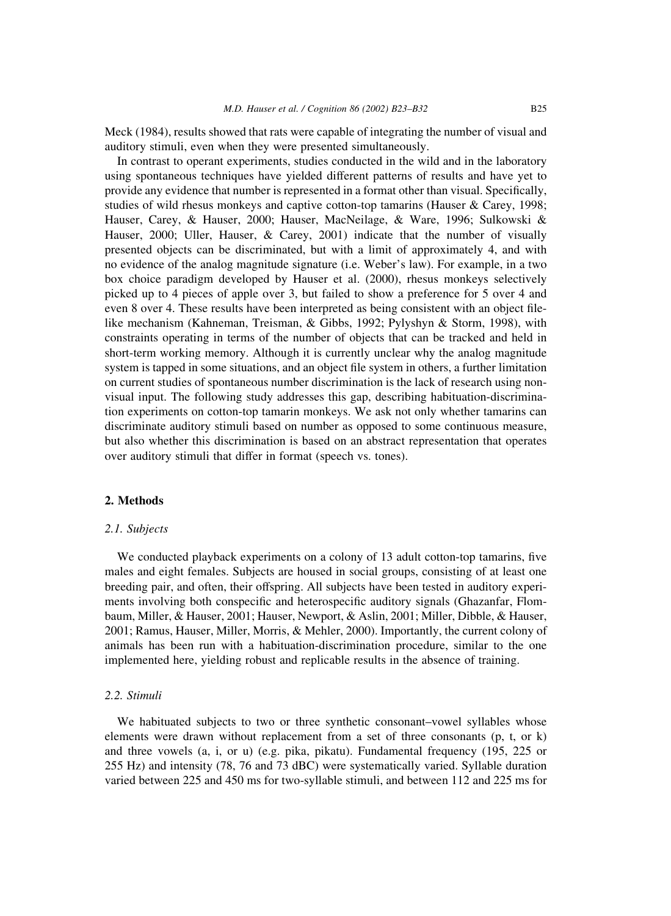Meck (1984), results showed that rats were capable of integrating the number of visual and auditory stimuli, even when they were presented simultaneously.

In contrast to operant experiments, studies conducted in the wild and in the laboratory using spontaneous techniques have yielded different patterns of results and have yet to provide any evidence that number is represented in a format other than visual. Specifically, studies of wild rhesus monkeys and captive cotton-top tamarins (Hauser & Carey, 1998; Hauser, Carey, & Hauser, 2000; Hauser, MacNeilage, & Ware, 1996; Sulkowski & Hauser, 2000; Uller, Hauser, & Carey, 2001) indicate that the number of visually presented objects can be discriminated, but with a limit of approximately 4, and with no evidence of the analog magnitude signature (i.e. Weber's law). For example, in a two box choice paradigm developed by Hauser et al. (2000), rhesus monkeys selectively picked up to 4 pieces of apple over 3, but failed to show a preference for 5 over 4 and even 8 over 4. These results have been interpreted as being consistent with an object file-like mechanism (Kahneman, Treisman, & Gibbs, 1992; Pylyshyn & Storm, 1998), with constraints operating in terms of the number of objects that can be tracked and held in short-term working memory. Although it is currently unclear why the analog magnitude system is tapped in some situations, and an object file system in others, a further limitation on current studies of spontaneous number discrimination is the lack of research using non-visual input. The following study addresses this gap, describing habituation-discrimination experiments on cotton-top tamarin monkeys. We ask not only whether tamarins can discriminate auditory stimuli based on number as opposed to some continuous measure, but also whether this discrimination is based on an abstract representation that operates over auditory stimuli that differ in format (speech vs. tones).

## 2. Methods

### *2.1. Subjects*

We conducted playback experiments on a colony of 13 adult cotton-top tamarins, five males and eight females. Subjects are housed in social groups, consisting of at least one breeding pair, and often, their offspring. All subjects have been tested in auditory experiments involving both conspecific and heterospecific auditory signals (Ghazanfar, Flombaum, Miller, & Hauser, 2001; Hauser, Newport, & Aslin, 2001; Miller, Dibble, & Hauser, 2001; Ramus, Hauser, Miller, Morris, & Mehler, 2000). Importantly, the current colony of animals has been run with a habituation-discrimination procedure, similar to the one implemented here, yielding robust and replicable results in the absence of training.

### *2.2. Stimuli*

We habituated subjects to two or three synthetic consonant–vowel syllables whose elements were drawn without replacement from a set of three consonants (p, t, or k) and three vowels (a, i, or u) (e.g. pika, pikatu). Fundamental frequency (195, 225 or 255 Hz) and intensity (78, 76 and 73 dBC) were systematically varied. Syllable duration varied between 225 and 450 ms for two-syllable stimuli, and between 112 and 225 ms for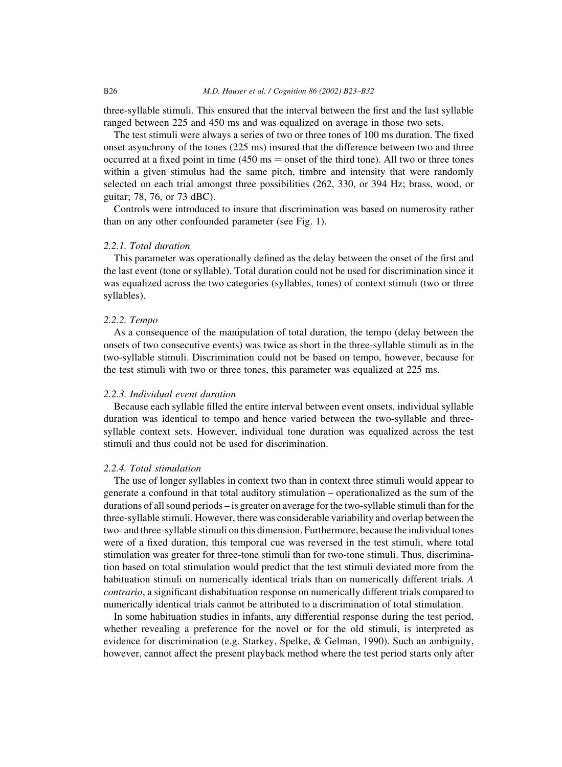three-syllable stimuli. This ensured that the interval between the first and the last syllable ranged between 225 and 450 ms and was equalized on average in those two sets.

The test stimuli were always a series of two or three tones of 100 ms duration. The fixed onset asynchrony of the tones (225 ms) insured that the difference between two and three occurred at a fixed point in time (450 ms = onset of the third tone). All two or three tones within a given stimulus had the same pitch, timbre and intensity that were randomly selected on each trial amongst three possibilities (262, 330, or 394 Hz; brass, wood, or guitar; 78, 76, or 73 dBC).

Controls were introduced to insure that discrimination was based on numerosity rather than on any other confounded parameter (see Fig. 1).

#### *2.2.1. Total duration*

This parameter was operationally defined as the delay between the onset of the first and the last event (tone or syllable). Total duration could not be used for discrimination since it was equalized across the two categories (syllables, tones) of context stimuli (two or three syllables).

#### *2.2.2. Tempo*

As a consequence of the manipulation of total duration, the tempo (delay between the onsets of two consecutive events) was twice as short in the three-syllable stimuli as in the two-syllable stimuli. Discrimination could not be based on tempo, however, because for the test stimuli with two or three tones, this parameter was equalized at 225 ms.

#### *2.2.3. Individual event duration*

Because each syllable filled the entire interval between event onsets, individual syllable duration was identical to tempo and hence varied between the two-syllable and three-syllable context sets. However, individual tone duration was equalized across the test stimuli and thus could not be used for discrimination.

#### *2.2.4. Total stimulation*

The use of longer syllables in context two than in context three stimuli would appear to generate a confound in that total auditory stimulation – operationalized as the sum of the durations of all sound periods – is greater on average for the two-syllable stimuli than for the three-syllable stimuli. However, there was considerable variability and overlap between the two- and three-syllable stimuli on this dimension. Furthermore, because the individual tones were of a fixed duration, this temporal cue was reversed in the test stimuli, where total stimulation was greater for three-tone stimuli than for two-tone stimuli. Thus, discrimination based on total stimulation would predict that the test stimuli deviated more from the habituation stimuli on numerically identical trials than on numerically different trials. *A contrario*, a significant dishabituation response on numerically different trials compared to numerically identical trials cannot be attributed to a discrimination of total stimulation.

In some habituation studies in infants, any differential response during the test period, whether revealing a preference for the novel or for the old stimuli, is interpreted as evidence for discrimination (e.g. Starkey, Spelke, & Gelman, 1990). Such an ambiguity, however, cannot affect the present playback method where the test period starts only after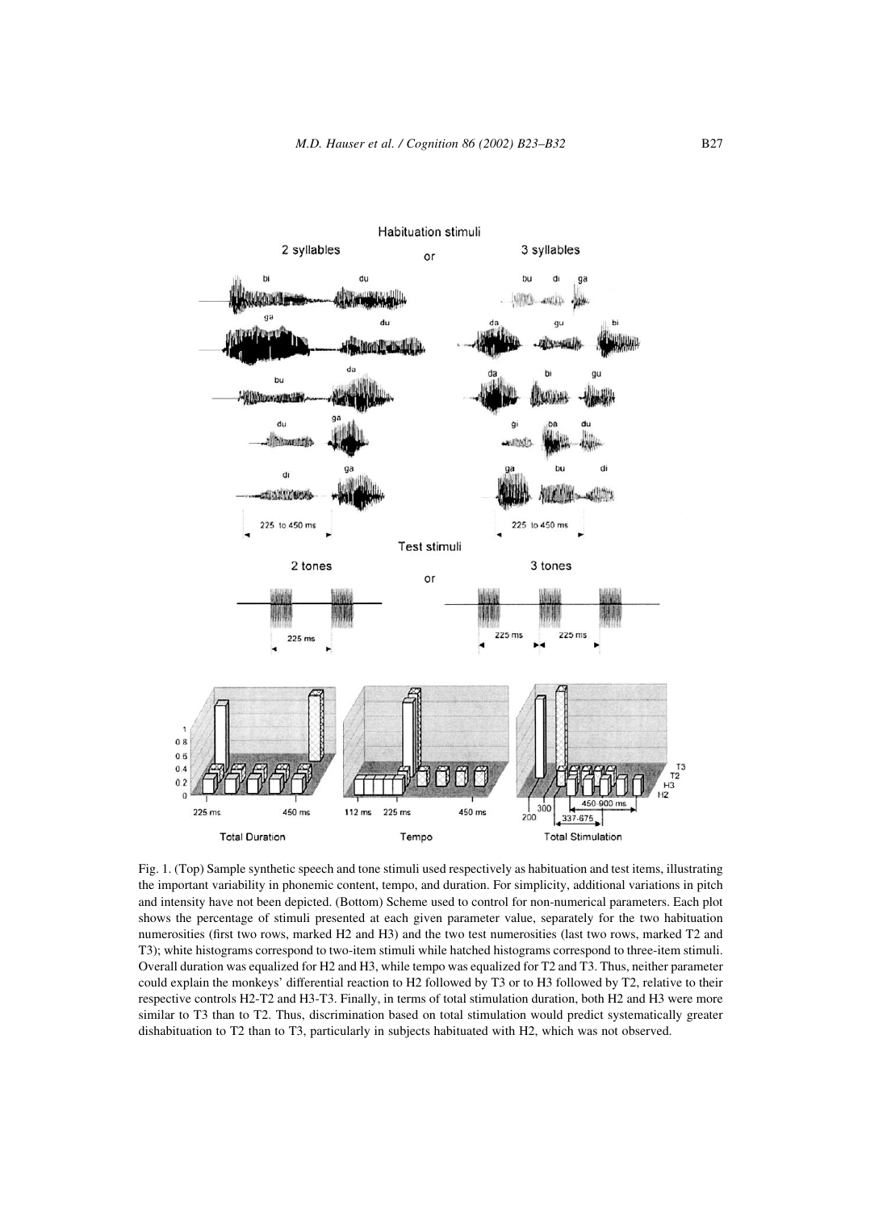Fig. 1. (Top) Sample synthetic speech and tone stimuli used respectively as habituation and test items, illustrating the important variability in phonemic content, tempo, and duration. For simplicity, additional variations in pitch and intensity have not been depicted. (Bottom) Scheme used to control for non-numerical parameters. Each plot shows the percentage of stimuli presented at each given parameter value, separately for the two habituation numerosities (first two rows, marked H2 and H3) and the two test numerosities (last two rows, marked T2 and T3); white histograms correspond to two-item stimuli while hatched histograms correspond to three-item stimuli. Overall duration was equalized for H2 and H3, while tempo was equalized for T2 and T3. Thus, neither parameter could explain the monkeys' differential reaction to H2 followed by T3 or to H3 followed by T2, relative to their respective controls H2-T2 and H3-T3. Finally, in terms of total stimulation duration, both H2 and H3 were more similar to T3 than to T2. Thus, discrimination based on total stimulation would predict systematically greater dishabituation to T2 than to T3, particularly in subjects habituated with H2, which was not observed.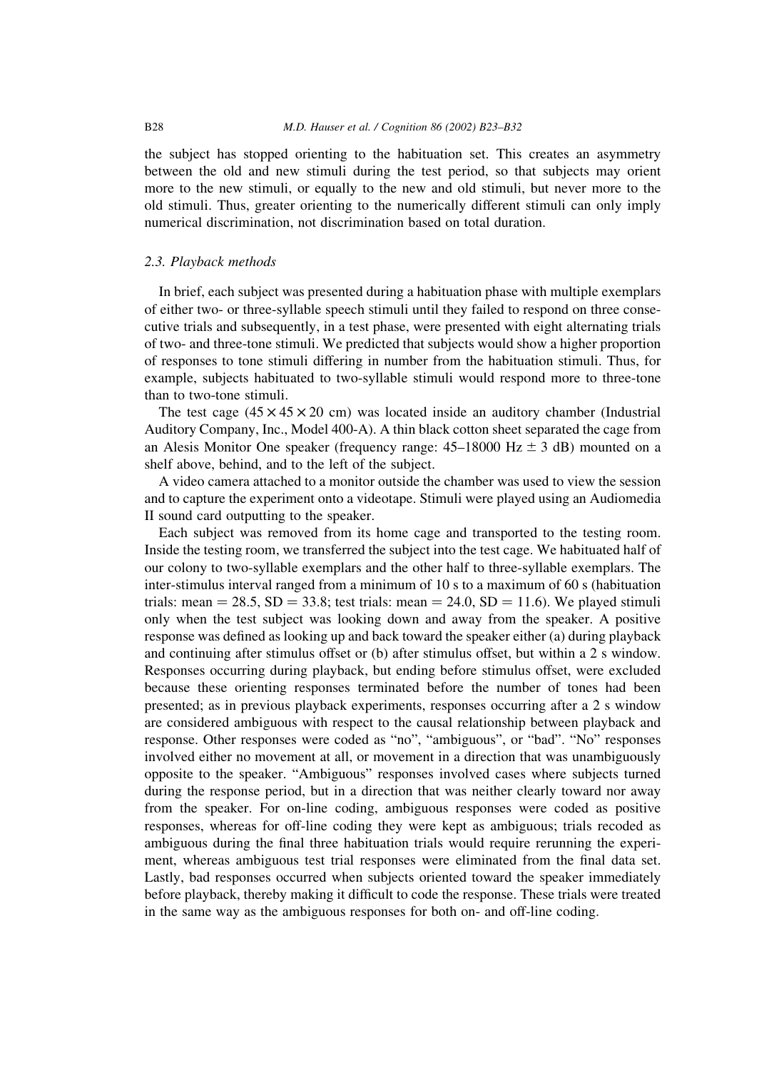the subject has stopped orienting to the habituation set. This creates an asymmetry between the old and new stimuli during the test period, so that subjects may orient more to the new stimuli, or equally to the new and old stimuli, but never more to the old stimuli. Thus, greater orienting to the numerically different stimuli can only imply numerical discrimination, not discrimination based on total duration.

### 2.3. Playback methods

In brief, each subject was presented during a habituation phase with multiple exemplars of either two- or three-syllable speech stimuli until they failed to respond on three consecutive trials and subsequently, in a test phase, were presented with eight alternating trials of two- and three-tone stimuli. We predicted that subjects would show a higher proportion of responses to tone stimuli differing in number from the habituation stimuli. Thus, for example, subjects habituated to two-syllable stimuli would respond more to three-tone than to two-tone stimuli.

The test cage ($45 \times 45 \times 20$ cm) was located inside an auditory chamber (Industrial Auditory Company, Inc., Model 400-A). A thin black cotton sheet separated the cage from an Alesis Monitor One speaker (frequency range: 45–18000 Hz $\pm$ 3 dB) mounted on a shelf above, behind, and to the left of the subject.

A video camera attached to a monitor outside the chamber was used to view the session and to capture the experiment onto a videotape. Stimuli were played using an Audiomedia II sound card outputting to the speaker.

Each subject was removed from its home cage and transported to the testing room. Inside the testing room, we transferred the subject into the test cage. We habituated half of our colony to two-syllable exemplars and the other half to three-syllable exemplars. The inter-stimulus interval ranged from a minimum of 10 s to a maximum of 60 s (habituation trials: mean = 28.5, SD = 33.8; test trials: mean = 24.0, SD = 11.6). We played stimuli only when the test subject was looking down and away from the speaker. A positive response was defined as looking up and back toward the speaker either (a) during playback and continuing after stimulus offset or (b) after stimulus offset, but within a 2 s window. Responses occurring during playback, but ending before stimulus offset, were excluded because these orienting responses terminated before the number of tones had been presented; as in previous playback experiments, responses occurring after a 2 s window are considered ambiguous with respect to the causal relationship between playback and response. Other responses were coded as "no", "ambiguous", or "bad". "No" responses involved either no movement at all, or movement in a direction that was unambiguously opposite to the speaker. "Ambiguous" responses involved cases where subjects turned during the response period, but in a direction that was neither clearly toward nor away from the speaker. For on-line coding, ambiguous responses were coded as positive responses, whereas for off-line coding they were kept as ambiguous; trials recoded as ambiguous during the final three habituation trials would require rerunning the experiment, whereas ambiguous test trial responses were eliminated from the final data set. Lastly, bad responses occurred when subjects oriented toward the speaker immediately before playback, thereby making it difficult to code the response. These trials were treated in the same way as the ambiguous responses for both on- and off-line coding.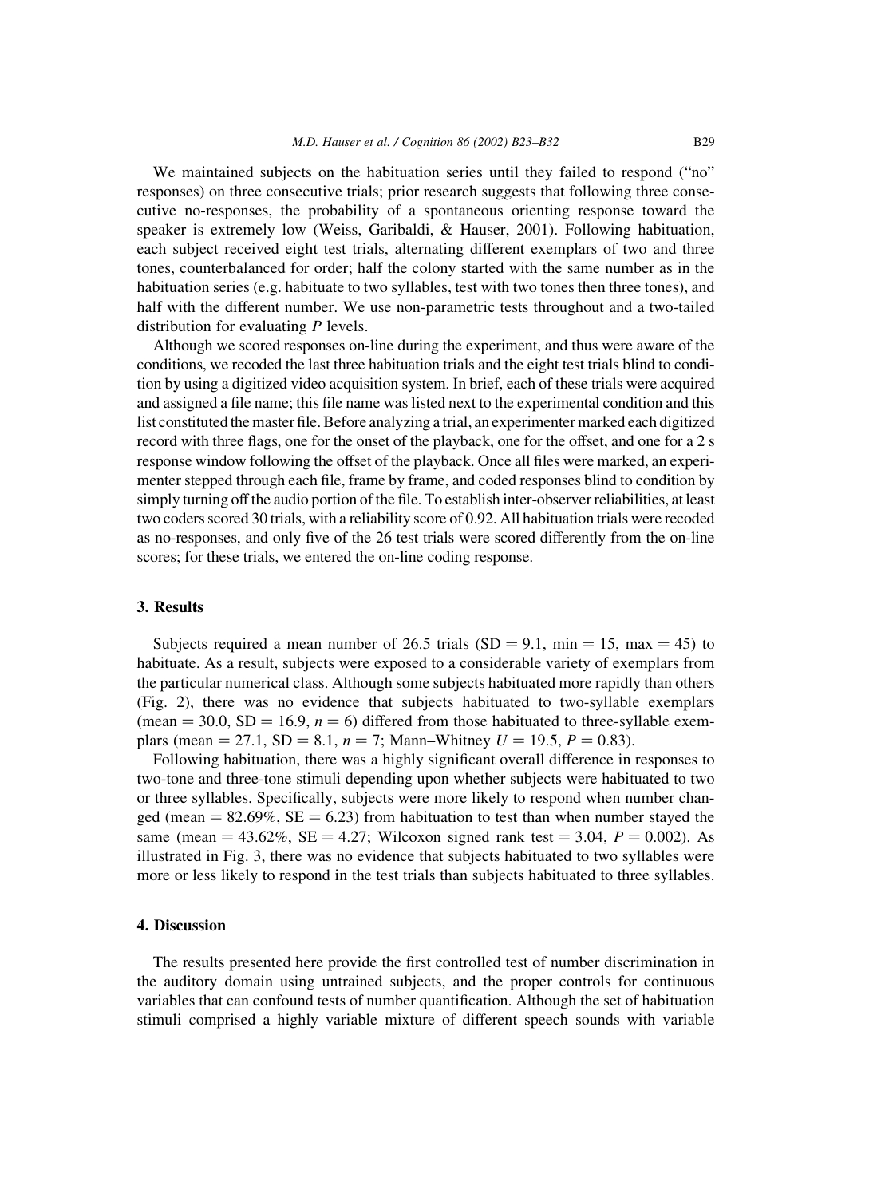We maintained subjects on the habituation series until they failed to respond ("no" responses) on three consecutive trials; prior research suggests that following three consecutive no-responses, the probability of a spontaneous orienting response toward the speaker is extremely low (Weiss, Garibaldi, & Hauser, 2001). Following habituation, each subject received eight test trials, alternating different exemplars of two and three tones, counterbalanced for order; half the colony started with the same number as in the habituation series (e.g. habituate to two syllables, test with two tones then three tones), and half with the different number. We use non-parametric tests throughout and a two-tailed distribution for evaluating $P$ levels.

Although we scored responses on-line during the experiment, and thus were aware of the conditions, we recoded the last three habituation trials and the eight test trials blind to condition by using a digitized video acquisition system. In brief, each of these trials were acquired and assigned a file name; this file name was listed next to the experimental condition and this list constituted the master file. Before analyzing a trial, an experimenter marked each digitized record with three flags, one for the onset of the playback, one for the offset, and one for a 2 s response window following the offset of the playback. Once all files were marked, an experimenter stepped through each file, frame by frame, and coded responses blind to condition by simply turning off the audio portion of the file. To establish inter-observer reliabilities, at least two coders scored 30 trials, with a reliability score of 0.92. All habituation trials were recoded as no-responses, and only five of the 26 test trials were scored differently from the on-line scores; for these trials, we entered the on-line coding response.

## 3. Results

Subjects required a mean number of 26.5 trials ($SD = 9.1$, $min = 15$, $max = 45$) to habituate. As a result, subjects were exposed to a considerable variety of exemplars from the particular numerical class. Although some subjects habituated more rapidly than others (Fig. 2), there was no evidence that subjects habituated to two-syllable exemplars ($mean = 30.0$, $SD = 16.9$, $n = 6$) differed from those habituated to three-syllable exemplars ($mean = 27.1$, $SD = 8.1$, $n = 7$; Mann–Whitney $U = 19.5$, $P = 0.83$).

Following habituation, there was a highly significant overall difference in responses to two-tone and three-tone stimuli depending upon whether subjects were habituated to two or three syllables. Specifically, subjects were more likely to respond when number changed ($mean = 82.69\%$, $SE = 6.23$) from habituation to test than when number stayed the same ($mean = 43.62\%$, $SE = 4.27$; Wilcoxon signed rank test $= 3.04$, $P = 0.002$). As illustrated in Fig. 3, there was no evidence that subjects habituated to two syllables were more or less likely to respond in the test trials than subjects habituated to three syllables.

## 4. Discussion

The results presented here provide the first controlled test of number discrimination in the auditory domain using untrained subjects, and the proper controls for continuous variables that can confound tests of number quantification. Although the set of habituation stimuli comprised a highly variable mixture of different speech sounds with variable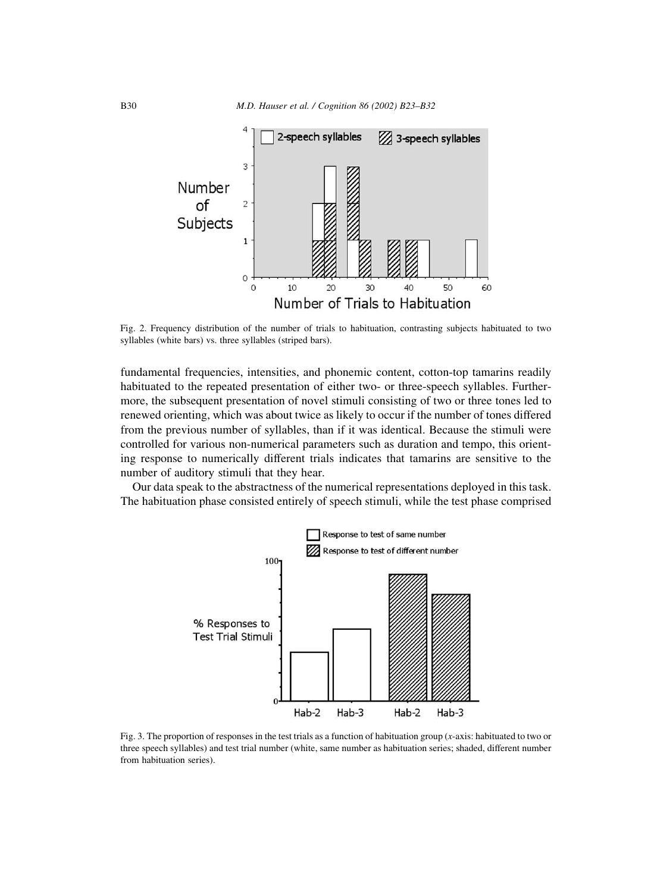Fig. 2. Frequency distribution of the number of trials to habituation, contrasting subjects habituated to two syllables (white bars) vs. three syllables (striped bars).

fundamental frequencies, intensities, and phonemic content, cotton-top tamarins readily habituated to the repeated presentation of either two- or three-speech syllables. Furthermore, the subsequent presentation of novel stimuli consisting of two or three tones led to renewed orienting, which was about twice as likely to occur if the number of tones differed from the previous number of syllables, than if it was identical. Because the stimuli were controlled for various non-numerical parameters such as duration and tempo, this orienting response to numerically different trials indicates that tamarins are sensitive to the number of auditory stimuli that they hear.

Our data speak to the abstractness of the numerical representations deployed in this task. The habituation phase consisted entirely of speech stimuli, while the test phase comprised

Fig. 3. The proportion of responses in the test trials as a function of habituation group (*x*-axis: habituated to two or three speech syllables) and test trial number (white, same number as habituation series; shaded, different number from habituation series).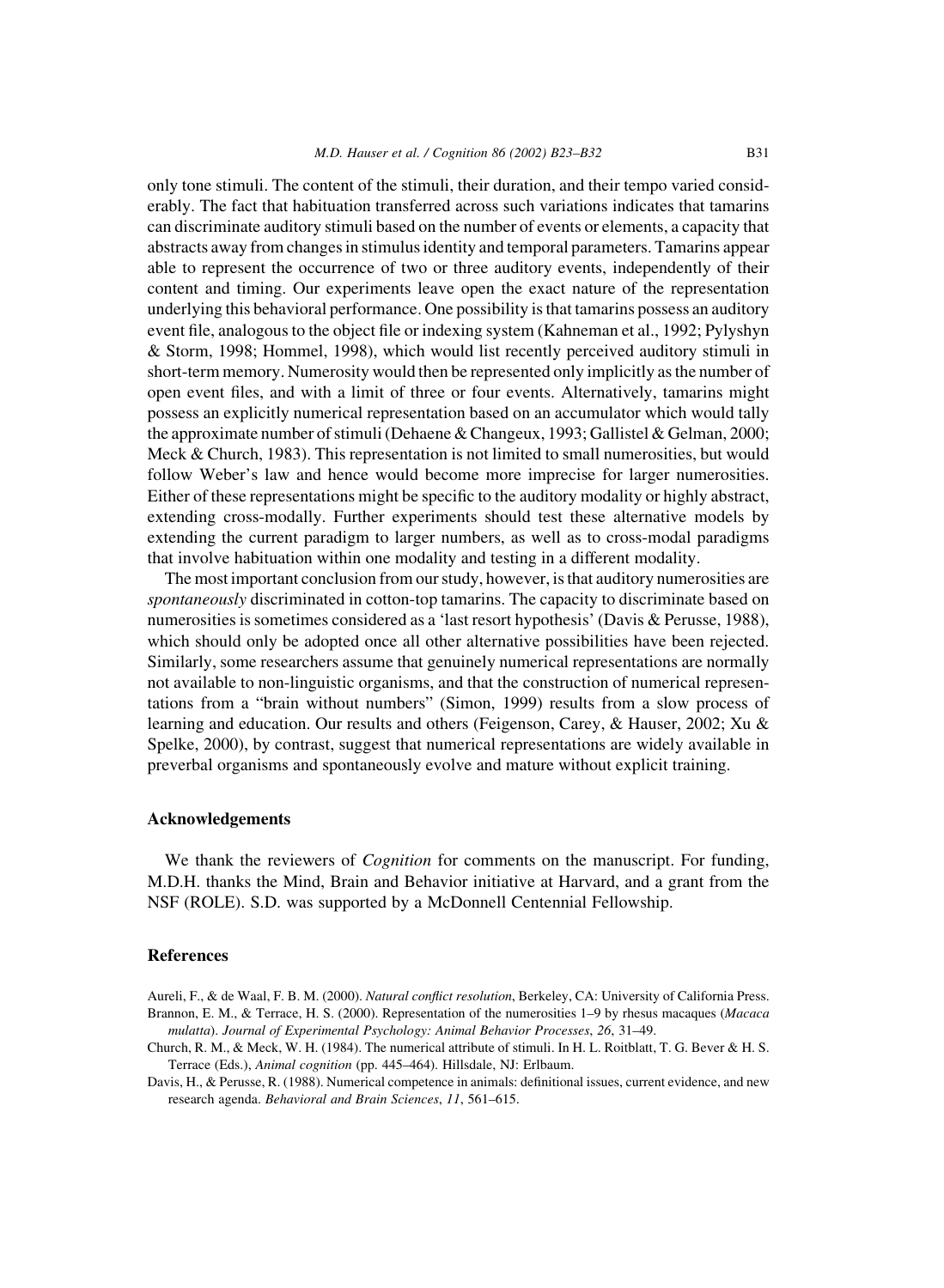only tone stimuli. The content of the stimuli, their duration, and their tempo varied considerably. The fact that habituation transferred across such variations indicates that tamarins can discriminate auditory stimuli based on the number of events or elements, a capacity that abstracts away from changes in stimulus identity and temporal parameters. Tamarins appear able to represent the occurrence of two or three auditory events, independently of their content and timing. Our experiments leave open the exact nature of the representation underlying this behavioral performance. One possibility is that tamarins possess an auditory event file, analogous to the object file or indexing system (Kahneman et al., 1992; Pylyshyn & Storm, 1998; Hommel, 1998), which would list recently perceived auditory stimuli in short-term memory. Numerosity would then be represented only implicitly as the number of open event files, and with a limit of three or four events. Alternatively, tamarins might possess an explicitly numerical representation based on an accumulator which would tally the approximate number of stimuli (Dehaene & Changeux, 1993; Gallistel & Gelman, 2000; Meck & Church, 1983). This representation is not limited to small numerosities, but would follow Weber's law and hence would become more imprecise for larger numerosities. Either of these representations might be specific to the auditory modality or highly abstract, extending cross-modally. Further experiments should test these alternative models by extending the current paradigm to larger numbers, as well as to cross-modal paradigms that involve habituation within one modality and testing in a different modality.

The most important conclusion from our study, however, is that auditory numerosities are *spontaneously* discriminated in cotton-top tamarins. The capacity to discriminate based on numerosities is sometimes considered as a 'last resort hypothesis' (Davis & Perusse, 1988), which should only be adopted once all other alternative possibilities have been rejected. Similarly, some researchers assume that genuinely numerical representations are normally not available to non-linguistic organisms, and that the construction of numerical representations from a "brain without numbers" (Simon, 1999) results from a slow process of learning and education. Our results and others (Feigenson, Carey, & Hauser, 2002; Xu & Spelke, 2000), by contrast, suggest that numerical representations are widely available in preverbal organisms and spontaneously evolve and mature without explicit training.

## Acknowledgements

We thank the reviewers of *Cognition* for comments on the manuscript. For funding, M.D.H. thanks the Mind, Brain and Behavior initiative at Harvard, and a grant from the NSF (ROLE). S.D. was supported by a McDonnell Centennial Fellowship.

## References

Aureli, F., & de Waal, F. B. M. (2000). *Natural conflict resolution*, Berkeley, CA: University of California Press.

Brannon, E. M., & Terrace, H. S. (2000). Representation of the numerosities 1–9 by rhesus macaques (*Macaca mulatta*). *Journal of Experimental Psychology: Animal Behavior Processes*, *26*, 31–49.

Church, R. M., & Meck, W. H. (1984). The numerical attribute of stimuli. In H. L. Roitblatt, T. G. Bever & H. S. Terrace (Eds.), *Animal cognition* (pp. 445–464). Hillsdale, NJ: Erlbaum.

Davis, H., & Perusse, R. (1988). Numerical competence in animals: definitional issues, current evidence, and new research agenda. *Behavioral and Brain Sciences*, *11*, 561–615.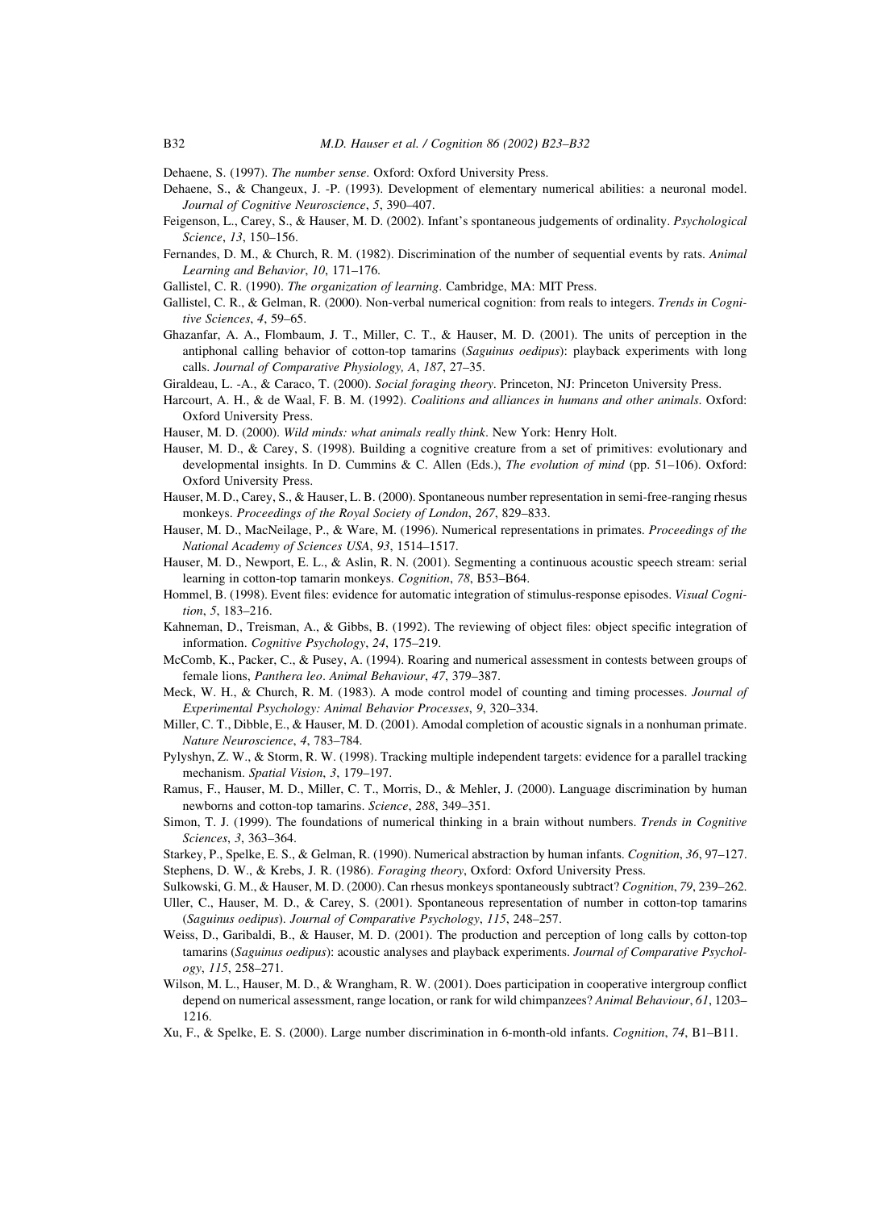Dehaene, S. (1997). *The number sense*. Oxford: Oxford University Press.

Dehaene, S., & Changeux, J. -P. (1993). Development of elementary numerical abilities: a neuronal model. *Journal of Cognitive Neuroscience*, *5*, 390–407.

Feigenson, L., Carey, S., & Hauser, M. D. (2002). Infant's spontaneous judgements of ordinality. *Psychological Science*, *13*, 150–156.

Fernandes, D. M., & Church, R. M. (1982). Discrimination of the number of sequential events by rats. *Animal Learning and Behavior*, *10*, 171–176.

Gallistel, C. R. (1990). *The organization of learning*. Cambridge, MA: MIT Press.

Gallistel, C. R., & Gelman, R. (2000). Non-verbal numerical cognition: from reals to integers. *Trends in Cognitive Sciences*, *4*, 59–65.

Ghazanfar, A. A., Flombaum, J. T., Miller, C. T., & Hauser, M. D. (2001). The units of perception in the antiphonal calling behavior of cotton-top tamarins (*Saguinus oedipus*): playback experiments with long calls. *Journal of Comparative Physiology, A*, *187*, 27–35.

Giraldeau, L. -A., & Caraco, T. (2000). *Social foraging theory*. Princeton, NJ: Princeton University Press.

Harcourt, A. H., & de Waal, F. B. M. (1992). *Coalitions and alliances in humans and other animals*. Oxford: Oxford University Press.

Hauser, M. D. (2000). *Wild minds: what animals really think*. New York: Henry Holt.

Hauser, M. D., & Carey, S. (1998). Building a cognitive creature from a set of primitives: evolutionary and developmental insights. In D. Cummins & C. Allen (Eds.), *The evolution of mind* (pp. 51–106). Oxford: Oxford University Press.

Hauser, M. D., Carey, S., & Hauser, L. B. (2000). Spontaneous number representation in semi-free-ranging rhesus monkeys. *Proceedings of the Royal Society of London*, *267*, 829–833.

Hauser, M. D., MacNeilage, P., & Ware, M. (1996). Numerical representations in primates. *Proceedings of the National Academy of Sciences USA*, *93*, 1514–1517.

Hauser, M. D., Newport, E. L., & Aslin, R. N. (2001). Segmenting a continuous acoustic speech stream: serial learning in cotton-top tamarin monkeys. *Cognition*, *78*, B53–B64.

Hommel, B. (1998). Event files: evidence for automatic integration of stimulus-response episodes. *Visual Cognition*, *5*, 183–216.

Kahneman, D., Treisman, A., & Gibbs, B. (1992). The reviewing of object files: object specific integration of information. *Cognitive Psychology*, *24*, 175–219.

McComb, K., Packer, C., & Pusey, A. (1994). Roaring and numerical assessment in contests between groups of female lions, *Panthera leo*. *Animal Behaviour*, *47*, 379–387.

Meck, W. H., & Church, R. M. (1983). A mode control model of counting and timing processes. *Journal of Experimental Psychology: Animal Behavior Processes*, *9*, 320–334.

Miller, C. T., Dibble, E., & Hauser, M. D. (2001). Amodal completion of acoustic signals in a nonhuman primate. *Nature Neuroscience*, *4*, 783–784.

Pylyshyn, Z. W., & Storm, R. W. (1998). Tracking multiple independent targets: evidence for a parallel tracking mechanism. *Spatial Vision*, *3*, 179–197.

Ramus, F., Hauser, M. D., Miller, C. T., Morris, D., & Mehler, J. (2000). Language discrimination by human newborns and cotton-top tamarins. *Science*, *288*, 349–351.

Simon, T. J. (1999). The foundations of numerical thinking in a brain without numbers. *Trends in Cognitive Sciences*, *3*, 363–364.

Starkey, P., Spelke, E. S., & Gelman, R. (1990). Numerical abstraction by human infants. *Cognition*, *36*, 97–127.

Stephens, D. W., & Krebs, J. R. (1986). *Foraging theory*, Oxford: Oxford University Press.

Sulkowski, G. M., & Hauser, M. D. (2000). Can rhesus monkeys spontaneously subtract? *Cognition*, *79*, 239–262.

Uller, C., Hauser, M. D., & Carey, S. (2001). Spontaneous representation of number in cotton-top tamarins (*Saguinus oedipus*). *Journal of Comparative Psychology*, *115*, 248–257.

Weiss, D., Garibaldi, B., & Hauser, M. D. (2001). The production and perception of long calls by cotton-top tamarins (*Saguinus oedipus*): acoustic analyses and playback experiments. *Journal of Comparative Psychology*, *115*, 258–271.

Wilson, M. L., Hauser, M. D., & Wrangham, R. W. (2001). Does participation in cooperative intergroup conflict depend on numerical assessment, range location, or rank for wild chimpanzees? *Animal Behaviour*, *61*, 1203–1216.

Xu, F., & Spelke, E. S. (2000). Large number discrimination in 6-month-old infants. *Cognition*, *74*, B1–B11.